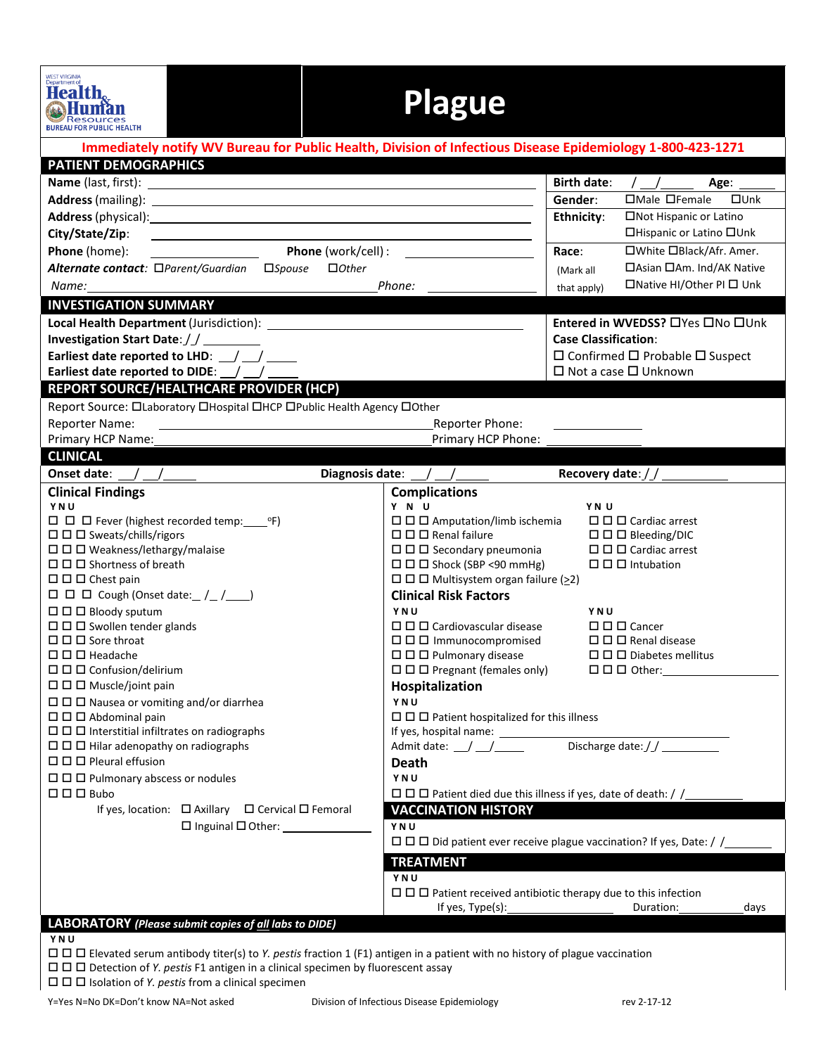West Virginia Department of Health & Human Resources
BUREAU FOR PUBLIC HEALTH

# Plague

**Immediately notify WV Bureau for Public Health, Division of Infectious Disease Epidemiology 1-800-423-1271**

## PATIENT DEMOGRAPHICS

**Name** (last, first): ______________________

**Address** (mailing): ______________________

**Address** (physical): ______________________

**City/State/Zip**: ______________________

**Phone** (home): __________ **Phone** (work/cell) : __________

***Alternate contact***: *☐Parent/Guardian ☐Spouse ☐Other*

*Name:* ______________________ *Phone:* __________

**Birth date**: __/__/____ **Age**: ____

**Gender**: ☐Male ☐Female ☐Unk

**Ethnicity**: ☐Not Hispanic or Latino ☐Hispanic or Latino ☐Unk

**Race**: (Mark all that apply) ☐White ☐Black/Afr. Amer. ☐Asian ☐Am. Ind/AK Native ☐Native HI/Other PI ☐ Unk

## INVESTIGATION SUMMARY

**Local Health Department** (Jurisdiction): ______________________

**Investigation Start Date**: _/_/ ________

**Earliest date reported to LHD**: __/__/____

**Earliest date reported to DIDE**: __/__/____

**Entered in WVEDSS?** ☐Yes ☐No ☐Unk

**Case Classification**:
☐ Confirmed ☐ Probable ☐ Suspect
☐ Not a case ☐ Unknown

## REPORT SOURCE/HEALTHCARE PROVIDER (HCP)

Report Source: ☐Laboratory ☐Hospital ☐HCP ☐Public Health Agency ☐Other

Reporter Name: ______________________ Reporter Phone: __________

Primary HCP Name: ______________________ Primary HCP Phone: __________

## CLINICAL

**Onset date**: __/__/____ **Diagnosis date**: __/__/____ **Recovery date**: _/_/ ________

### Clinical Findings

Y N U

☐ ☐ ☐ Fever (highest recorded temp:____ºF)
☐ ☐ ☐ Sweats/chills/rigors
☐ ☐ ☐ Weakness/lethargy/malaise
☐ ☐ ☐ Shortness of breath
☐ ☐ ☐ Chest pain
☐ ☐ ☐ Cough (Onset date:_ /_ /____)
☐ ☐ ☐ Bloody sputum
☐ ☐ ☐ Swollen tender glands
☐ ☐ ☐ Sore throat
☐ ☐ ☐ Headache
☐ ☐ ☐ Confusion/delirium
☐ ☐ ☐ Muscle/joint pain
☐ ☐ ☐ Nausea or vomiting and/or diarrhea
☐ ☐ ☐ Abdominal pain
☐ ☐ ☐ Interstitial infiltrates on radiographs
☐ ☐ ☐ Hilar adenopathy on radiographs
☐ ☐ ☐ Pleural effusion
☐ ☐ ☐ Pulmonary abscess or nodules
☐ ☐ ☐ Bubo

If yes, location: ☐ Axillary ☐ Cervical ☐ Femoral ☐ Inguinal ☐ Other: __________

### Complications

Y N U

☐ ☐ ☐ Amputation/limb ischemia
☐ ☐ ☐ Renal failure
☐ ☐ ☐ Secondary pneumonia
☐ ☐ ☐ Shock (SBP <90 mmHg)
☐ ☐ ☐ Multisystem organ failure (≥2)
☐ ☐ ☐ Cardiac arrest
☐ ☐ ☐ Bleeding/DIC
☐ ☐ ☐ Cardiac arrest
☐ ☐ ☐ Intubation

### Clinical Risk Factors

Y N U

☐ ☐ ☐ Cardiovascular disease
☐ ☐ ☐ Immunocompromised
☐ ☐ ☐ Pulmonary disease
☐ ☐ ☐ Pregnant (females only)
☐ ☐ ☐ Cancer
☐ ☐ ☐ Renal disease
☐ ☐ ☐ Diabetes mellitus
☐ ☐ ☐ Other: __________

### Hospitalization

Y N U

☐ ☐ ☐ Patient hospitalized for this illness

If yes, hospital name: ______________________

Admit date: __/__/____ Discharge date: _/_/ ________

### Death

Y N U

☐ ☐ ☐ Patient died due this illness if yes, date of death: / /________

## VACCINATION HISTORY

Y N U

☐ ☐ ☐ Did patient ever receive plague vaccination? If yes, Date: / /________

## TREATMENT

Y N U

☐ ☐ ☐ Patient received antibiotic therapy due to this infection

If yes, Type(s): __________ Duration: __________ days

## LABORATORY *(Please submit copies of all labs to DIDE)*

Y N U

☐ ☐ ☐ Elevated serum antibody titer(s) to *Y. pestis* fraction 1 (F1) antigen in a patient with no history of plague vaccination
☐ ☐ ☐ Detection of *Y. pestis* F1 antigen in a clinical specimen by fluorescent assay
☐ ☐ ☐ Isolation of *Y. pestis* from a clinical specimen

Y=Yes N=No DK=Don't know NA=Not asked Division of Infectious Disease Epidemiology rev 2-17-12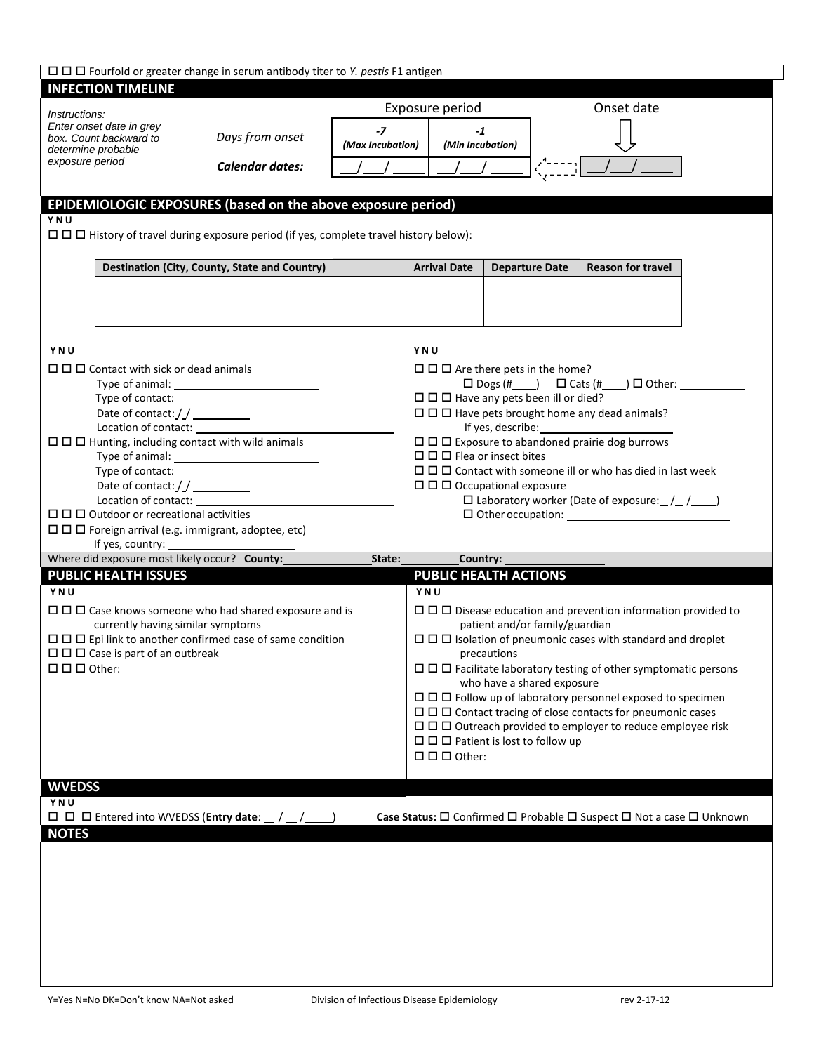☐ ☐ ☐ Fourfold or greater change in serum antibody titer to *Y. pestis* F1 antigen

## INFECTION TIMELINE

*Instructions:*
*Enter onset date in grey box. Count backward to determine probable exposure period*

| | Exposure period | | Onset date |
|---|---|---|---|
| *Days from onset* | *-7 (Max Incubation)* | *-1 (Min Incubation)* | |
| ***Calendar dates:*** | ___/___/ _____ | ___/___/ _____ | ___/___/ _____ |

## EPIDEMIOLOGIC EXPOSURES (based on the above exposure period)

**Y N U**

☐ ☐ ☐ History of travel during exposure period (if yes, complete travel history below):

| Destination (City, County, State and Country) | Arrival Date | Departure Date | Reason for travel |
|---|---|---|---|
| | | | |
| | | | |
| | | | |

**Y N U**

☐ ☐ ☐ Contact with sick or dead animals
- Type of animal: ______________
- Type of contact: ______________
- Date of contact: / / ______
- Location of contact: ______________

☐ ☐ ☐ Hunting, including contact with wild animals
- Type of animal: ______________
- Type of contact: ______________
- Date of contact: / / ______
- Location of contact: ______________

☐ ☐ ☐ Outdoor or recreational activities

☐ ☐ ☐ Foreign arrival (e.g. immigrant, adoptee, etc)
- If yes, country: ______________

**Y N U**

☐ ☐ ☐ Are there pets in the home?
- ☐ Dogs (#____) ☐ Cats (#____) ☐ Other: ________

☐ ☐ ☐ Have any pets been ill or died?

☐ ☐ ☐ Have pets brought home any dead animals?
- If yes, describe: ______________

☐ ☐ ☐ Exposure to abandoned prairie dog burrows

☐ ☐ ☐ Flea or insect bites

☐ ☐ ☐ Contact with someone ill or who has died in last week

☐ ☐ ☐ Occupational exposure
- ☐ Laboratory worker (Date of exposure:_ /_ /____)
- ☐ Other occupation: ______________

Where did exposure most likely occur? **County:** ________ **State:** ________ **Country:** ________

## PUBLIC HEALTH ISSUES

**Y N U**

☐ ☐ ☐ Case knows someone who had shared exposure and is currently having similar symptoms

☐ ☐ ☐ Epi link to another confirmed case of same condition

☐ ☐ ☐ Case is part of an outbreak

☐ ☐ ☐ Other:

## PUBLIC HEALTH ACTIONS

**Y N U**

☐ ☐ ☐ Disease education and prevention information provided to patient and/or family/guardian

☐ ☐ ☐ Isolation of pneumonic cases with standard and droplet precautions

☐ ☐ ☐ Facilitate laboratory testing of other symptomatic persons who have a shared exposure

☐ ☐ ☐ Follow up of laboratory personnel exposed to specimen

☐ ☐ ☐ Contact tracing of close contacts for pneumonic cases

☐ ☐ ☐ Outreach provided to employer to reduce employee risk

☐ ☐ ☐ Patient is lost to follow up

☐ ☐ ☐ Other:

## WVEDSS

**Y N U**

☐ ☐ ☐ Entered into WVEDSS (**Entry date**: __ / __ /____) **Case Status:** ☐ Confirmed ☐ Probable ☐ Suspect ☐ Not a case ☐ Unknown

## NOTES

Y=Yes N=No DK=Don't know NA=Not asked Division of Infectious Disease Epidemiology rev 2-17-12